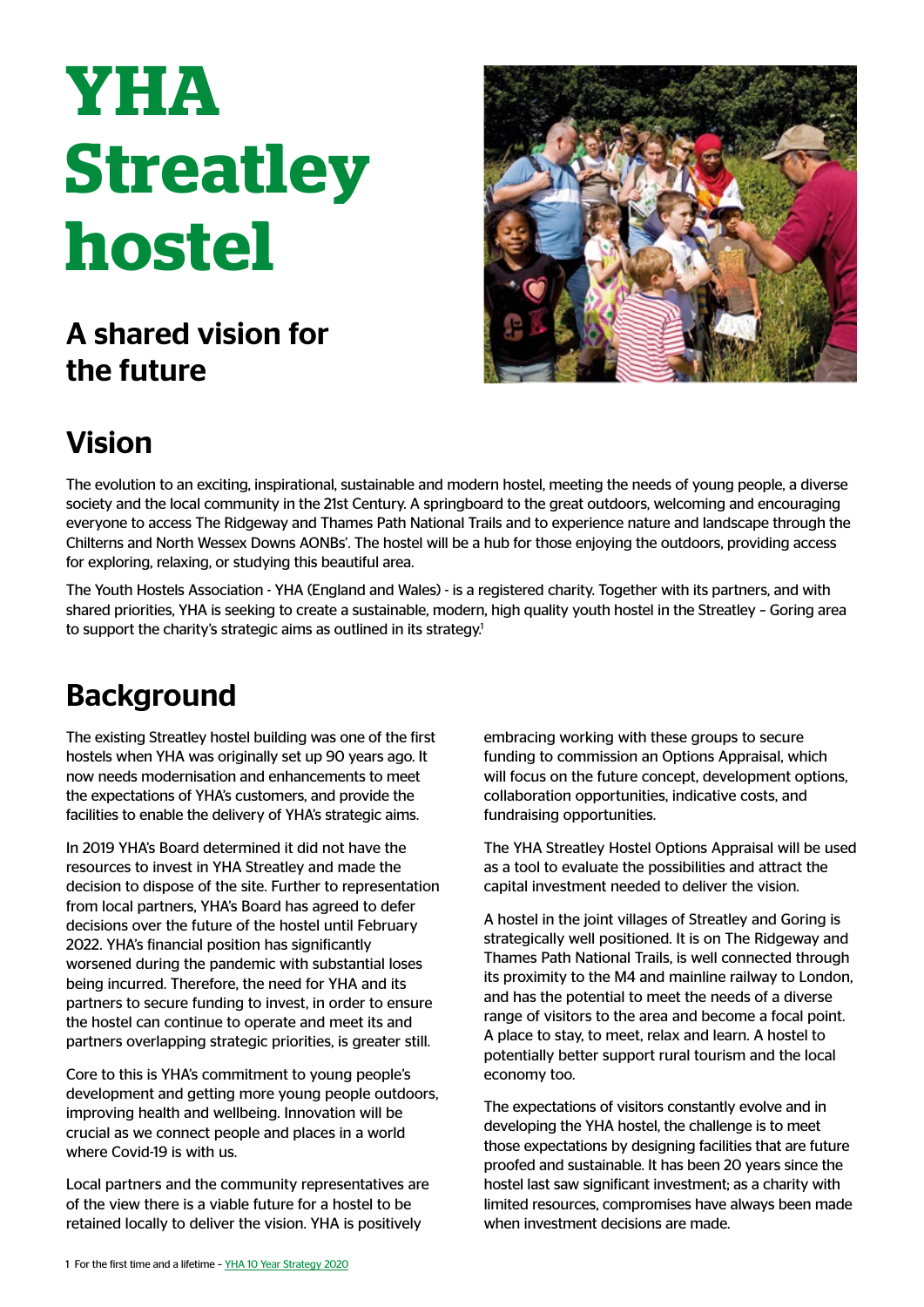# YHA Streatley hostel

## A shared vision for the future

## Vision

The evolution to an exciting, inspirational, sustainable and modern hostel, meeting the needs of young people, a diverse society and the local community in the 21st Century. A springboard to the great outdoors, welcoming and encouraging everyone to access The Ridgeway and Thames Path National Trails and to experience nature and landscape through the Chilterns and North Wessex Downs AONBs'. The hostel will be a hub for those enjoying the outdoors, providing access for exploring, relaxing, or studying this beautiful area.

The Youth Hostels Association - YHA (England and Wales) - is a registered charity. Together with its partners, and with shared priorities, YHA is seeking to create a sustainable, modern, high quality youth hostel in the Streatley – Goring area to support the charity's strategic aims as outlined in its strategy.[1]

## Background

The existing Streatley hostel building was one of the first hostels when YHA was originally set up 90 years ago. It now needs modernisation and enhancements to meet the expectations of YHA's customers, and provide the facilities to enable the delivery of YHA's strategic aims.

In 2019 YHA's Board determined it did not have the resources to invest in YHA Streatley and made the decision to dispose of the site. Further to representation from local partners, YHA's Board has agreed to defer decisions over the future of the hostel until February 2022. YHA's financial position has significantly worsened during the pandemic with substantial loses being incurred. Therefore, the need for YHA and its partners to secure funding to invest, in order to ensure the hostel can continue to operate and meet its and partners overlapping strategic priorities, is greater still.

Core to this is YHA's commitment to young people's development and getting more young people outdoors, improving health and wellbeing. Innovation will be crucial as we connect people and places in a world where Covid-19 is with us.

Local partners and the community representatives are of the view there is a viable future for a hostel to be retained locally to deliver the vision. YHA is positively embracing working with these groups to secure funding to commission an Options Appraisal, which will focus on the future concept, development options, collaboration opportunities, indicative costs, and fundraising opportunities.

The YHA Streatley Hostel Options Appraisal will be used as a tool to evaluate the possibilities and attract the capital investment needed to deliver the vision.

A hostel in the joint villages of Streatley and Goring is strategically well positioned. It is on The Ridgeway and Thames Path National Trails, is well connected through its proximity to the M4 and mainline railway to London, and has the potential to meet the needs of a diverse range of visitors to the area and become a focal point. A place to stay, to meet, relax and learn. A hostel to potentially better support rural tourism and the local economy too.

The expectations of visitors constantly evolve and in developing the YHA hostel, the challenge is to meet those expectations by designing facilities that are future proofed and sustainable. It has been 20 years since the hostel last saw significant investment; as a charity with limited resources, compromises have always been made when investment decisions are made.

1 For the first time and a lifetime – YHA 10 Year Strategy 2020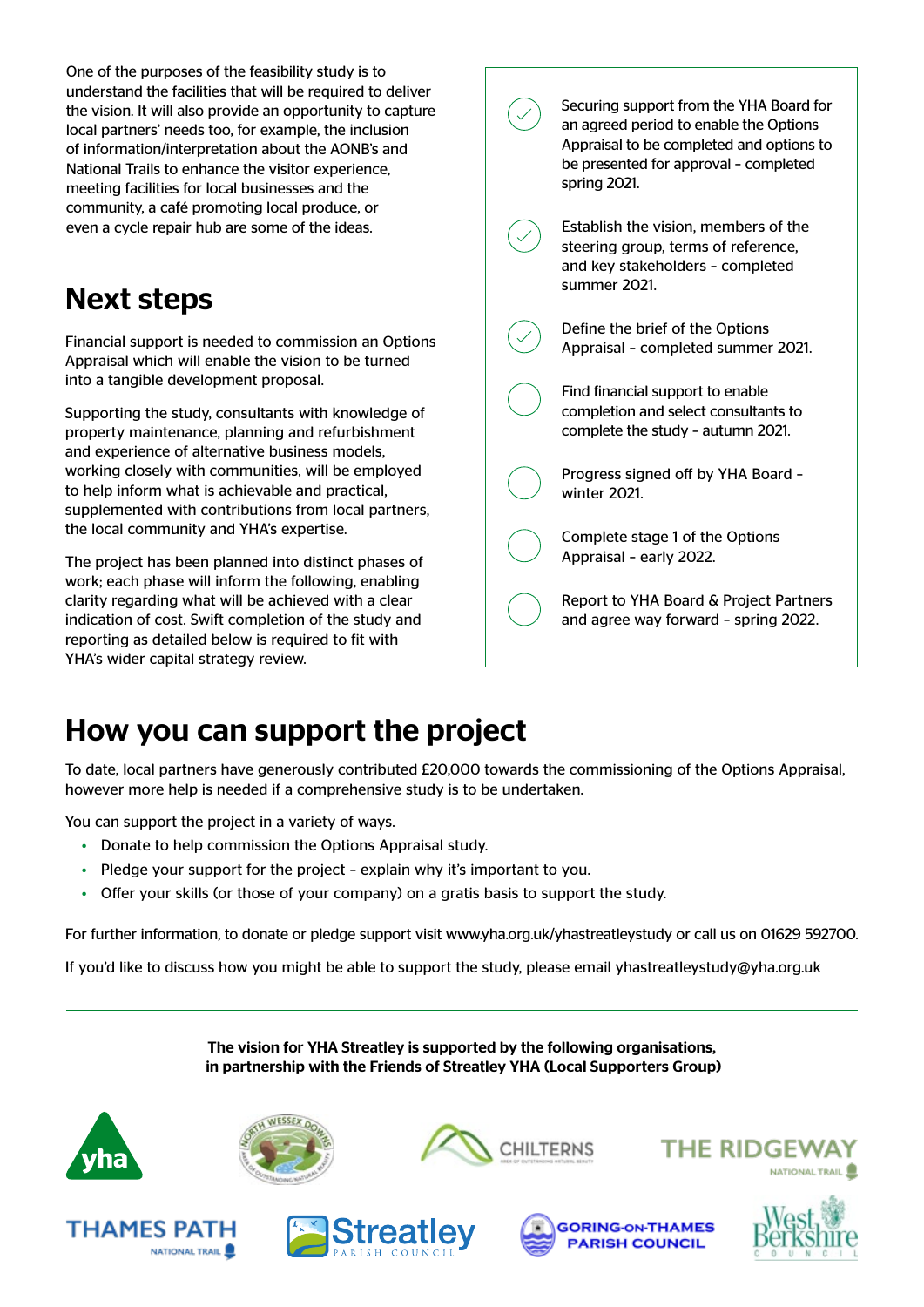One of the purposes of the feasibility study is to understand the facilities that will be required to deliver the vision. It will also provide an opportunity to capture local partners' needs too, for example, the inclusion of information/interpretation about the AONB's and National Trails to enhance the visitor experience, meeting facilities for local businesses and the community, a café promoting local produce, or even a cycle repair hub are some of the ideas.

## Next steps

Financial support is needed to commission an Options Appraisal which will enable the vision to be turned into a tangible development proposal.

Supporting the study, consultants with knowledge of property maintenance, planning and refurbishment and experience of alternative business models, working closely with communities, will be employed to help inform what is achievable and practical, supplemented with contributions from local partners, the local community and YHA's expertise.

The project has been planned into distinct phases of work; each phase will inform the following, enabling clarity regarding what will be achieved with a clear indication of cost. Swift completion of the study and reporting as detailed below is required to fit with YHA's wider capital strategy review.

- [x] Securing support from the YHA Board for an agreed period to enable the Options Appraisal to be completed and options to be presented for approval - completed spring 2021.
- [x] Establish the vision, members of the steering group, terms of reference, and key stakeholders - completed summer 2021.
- [x] Define the brief of the Options Appraisal - completed summer 2021.
- [ ] Find financial support to enable completion and select consultants to complete the study - autumn 2021.
- [ ] Progress signed off by YHA Board - winter 2021.
- [ ] Complete stage 1 of the Options Appraisal - early 2022.
- [ ] Report to YHA Board & Project Partners and agree way forward - spring 2022.

## How you can support the project

To date, local partners have generously contributed £20,000 towards the commissioning of the Options Appraisal, however more help is needed if a comprehensive study is to be undertaken.

You can support the project in a variety of ways.

- Donate to help commission the Options Appraisal study.
- Pledge your support for the project - explain why it's important to you.
- Offer your skills (or those of your company) on a gratis basis to support the study.

For further information, to donate or pledge support visit www.yha.org.uk/yhastreatleystudy or call us on 01629 592700.

If you'd like to discuss how you might be able to support the study, please email yhastreatleystudy@yha.org.uk

---

**The vision for YHA Streatley is supported by the following organisations, in partnership with the Friends of Streatley YHA (Local Supporters Group)**

yha
North Wessex Downs
Chilterns
The Ridgeway National Trail
Thames Path National Trail
Streatley Parish Council
Goring-on-Thames Parish Council
West Berkshire Council